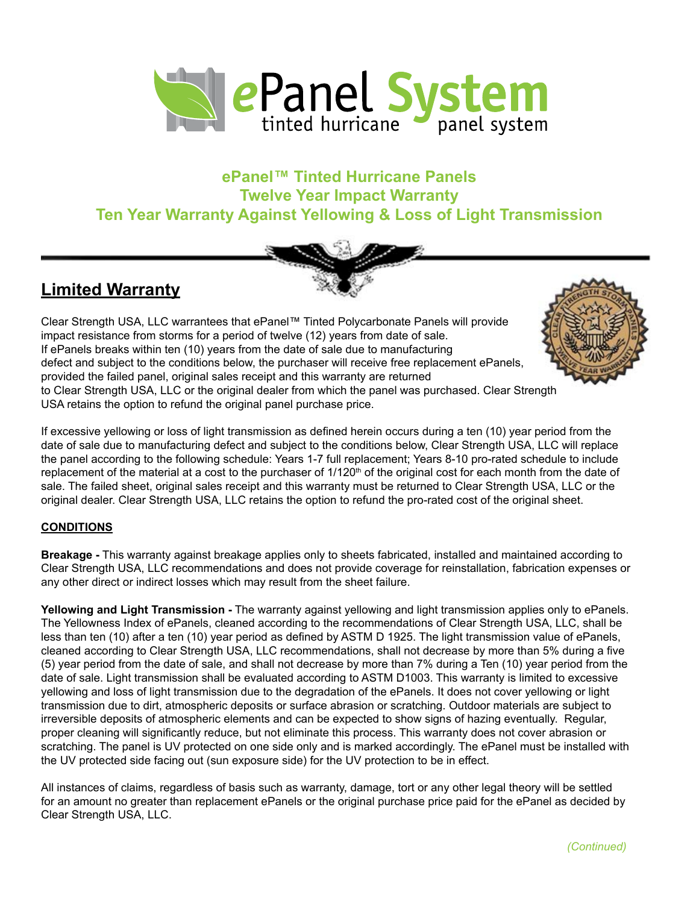# ePanel System

tinted hurricane panel system

## ePanel™ Tinted Hurricane Panels
## Twelve Year Impact Warranty
## Ten Year Warranty Against Yellowing & Loss of Light Transmission

## Limited Warranty

Clear Strength USA, LLC warrantees that ePanel™ Tinted Polycarbonate Panels will provide impact resistance from storms for a period of twelve (12) years from date of sale. If ePanels breaks within ten (10) years from the date of sale due to manufacturing defect and subject to the conditions below, the purchaser will receive free replacement ePanels, provided the failed panel, original sales receipt and this warranty are returned to Clear Strength USA, LLC or the original dealer from which the panel was purchased. Clear Strength USA retains the option to refund the original panel purchase price.

If excessive yellowing or loss of light transmission as defined herein occurs during a ten (10) year period from the date of sale due to manufacturing defect and subject to the conditions below, Clear Strength USA, LLC will replace the panel according to the following schedule: Years 1-7 full replacement; Years 8-10 pro-rated schedule to include replacement of the material at a cost to the purchaser of 1/120th of the original cost for each month from the date of sale. The failed sheet, original sales receipt and this warranty must be returned to Clear Strength USA, LLC or the original dealer. Clear Strength USA, LLC retains the option to refund the pro-rated cost of the original sheet.

**CONDITIONS**

**Breakage -** This warranty against breakage applies only to sheets fabricated, installed and maintained according to Clear Strength USA, LLC recommendations and does not provide coverage for reinstallation, fabrication expenses or any other direct or indirect losses which may result from the sheet failure.

**Yellowing and Light Transmission -** The warranty against yellowing and light transmission applies only to ePanels. The Yellowness Index of ePanels, cleaned according to the recommendations of Clear Strength USA, LLC, shall be less than ten (10) after a ten (10) year period as defined by ASTM D 1925. The light transmission value of ePanels, cleaned according to Clear Strength USA, LLC recommendations, shall not decrease by more than 5% during a five (5) year period from the date of sale, and shall not decrease by more than 7% during a Ten (10) year period from the date of sale. Light transmission shall be evaluated according to ASTM D1003. This warranty is limited to excessive yellowing and loss of light transmission due to the degradation of the ePanels. It does not cover yellowing or light transmission due to dirt, atmospheric deposits or surface abrasion or scratching. Outdoor materials are subject to irreversible deposits of atmospheric elements and can be expected to show signs of hazing eventually. Regular, proper cleaning will significantly reduce, but not eliminate this process. This warranty does not cover abrasion or scratching. The panel is UV protected on one side only and is marked accordingly. The ePanel must be installed with the UV protected side facing out (sun exposure side) for the UV protection to be in effect.

All instances of claims, regardless of basis such as warranty, damage, tort or any other legal theory will be settled for an amount no greater than replacement ePanels or the original purchase price paid for the ePanel as decided by Clear Strength USA, LLC.

*(Continued)*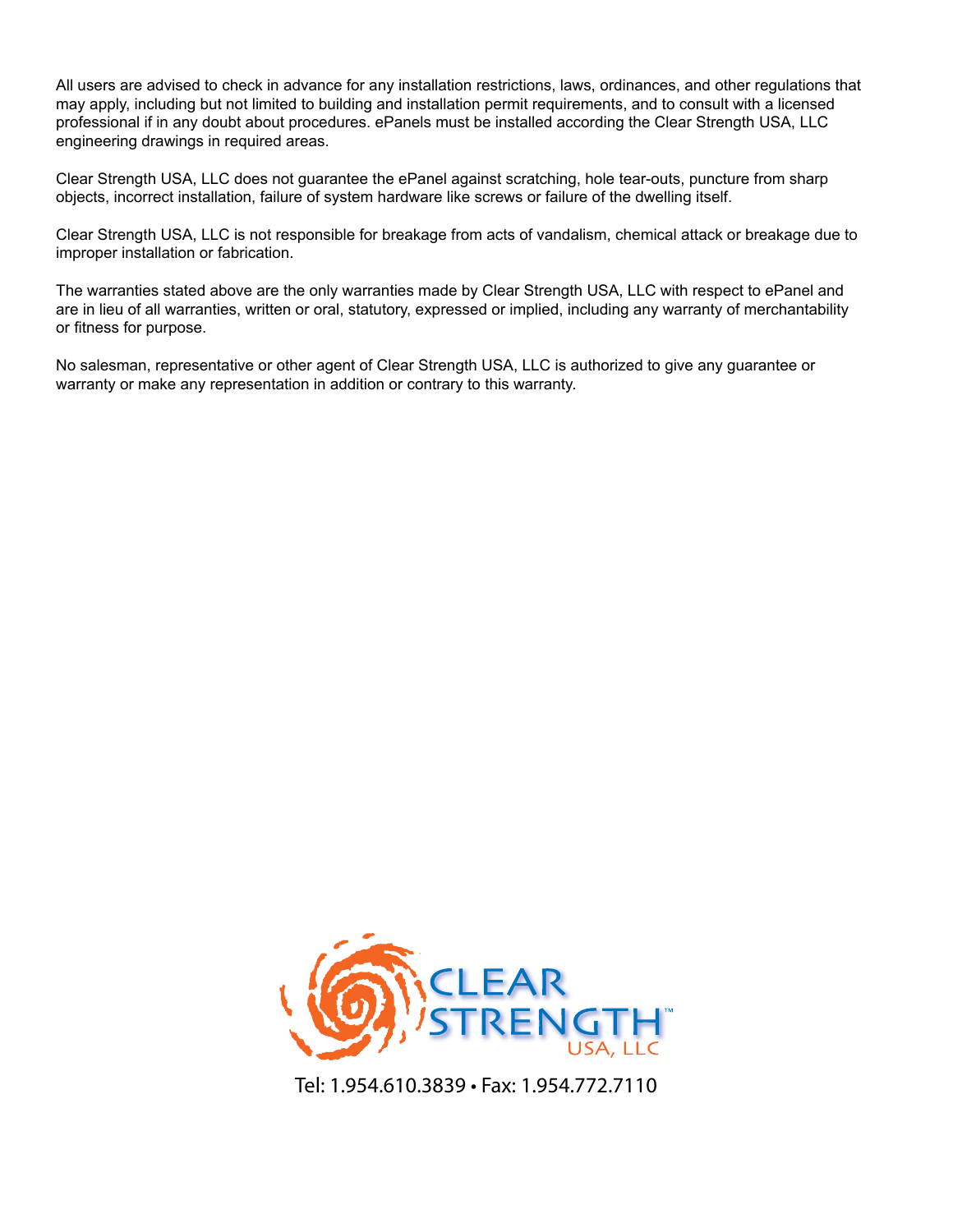All users are advised to check in advance for any installation restrictions, laws, ordinances, and other regulations that may apply, including but not limited to building and installation permit requirements, and to consult with a licensed professional if in any doubt about procedures. ePanels must be installed according the Clear Strength USA, LLC engineering drawings in required areas.

Clear Strength USA, LLC does not guarantee the ePanel against scratching, hole tear-outs, puncture from sharp objects, incorrect installation, failure of system hardware like screws or failure of the dwelling itself.

Clear Strength USA, LLC is not responsible for breakage from acts of vandalism, chemical attack or breakage due to improper installation or fabrication.

The warranties stated above are the only warranties made by Clear Strength USA, LLC with respect to ePanel and are in lieu of all warranties, written or oral, statutory, expressed or implied, including any warranty of merchantability or fitness for purpose.

No salesman, representative or other agent of Clear Strength USA, LLC is authorized to give any guarantee or warranty or make any representation in addition or contrary to this warranty.

CLEAR STRENGTH™ USA, LLC

Tel: 1.954.610.3839 • Fax: 1.954.772.7110